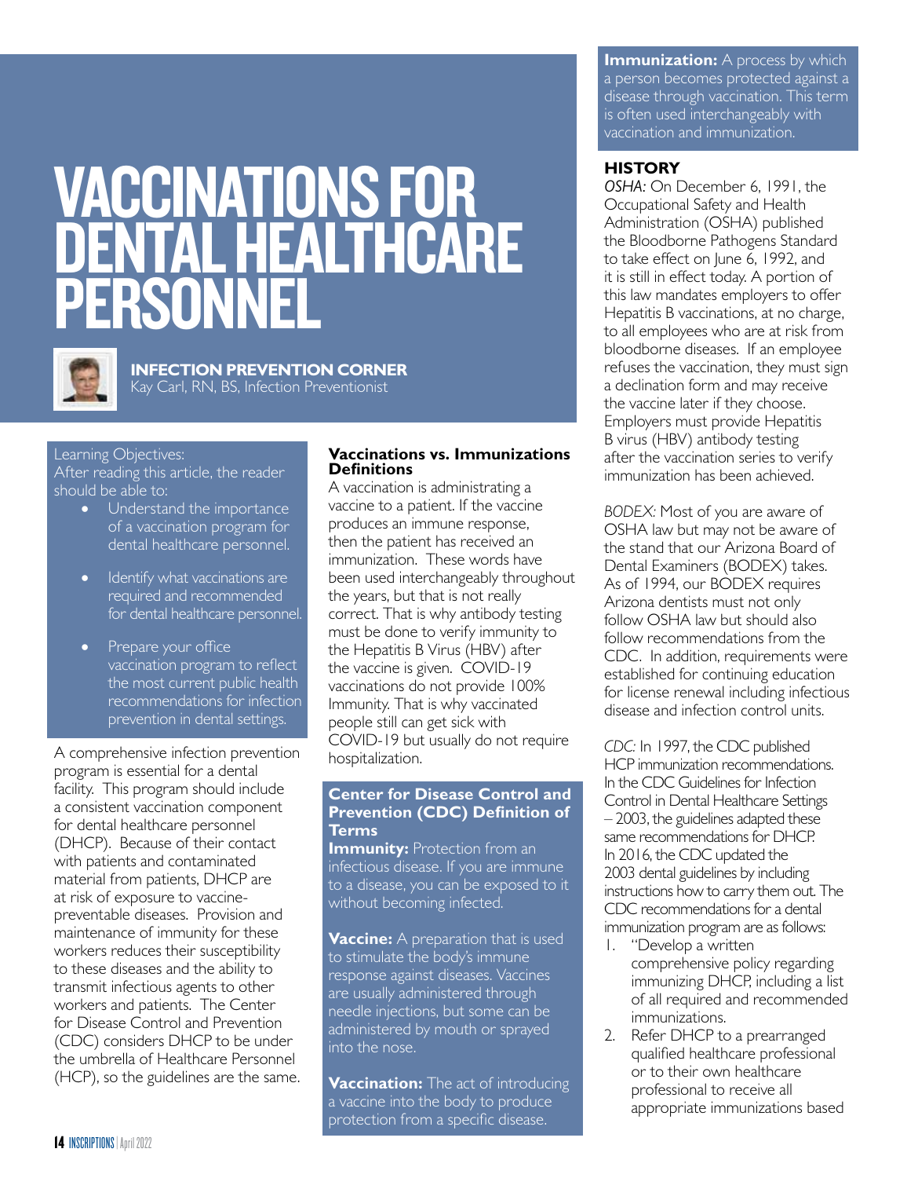# VACCINATIONS FOR DENTAL HEALTHCARE PERSONNEL

**INFECTION PREVENTION CORNER**
Kay Carl, RN, BS, Infection Preventionist

Learning Objectives:
After reading this article, the reader should be able to:

- Understand the importance of a vaccination program for dental healthcare personnel.
- Identify what vaccinations are required and recommended for dental healthcare personnel.
- Prepare your office vaccination program to reflect the most current public health recommendations for infection prevention in dental settings.

A comprehensive infection prevention program is essential for a dental facility. This program should include a consistent vaccination component for dental healthcare personnel (DHCP). Because of their contact with patients and contaminated material from patients, DHCP are at risk of exposure to vaccine-preventable diseases. Provision and maintenance of immunity for these workers reduces their susceptibility to these diseases and the ability to transmit infectious agents to other workers and patients. The Center for Disease Control and Prevention (CDC) considers DHCP to be under the umbrella of Healthcare Personnel (HCP), so the guidelines are the same.

### Vaccinations vs. Immunizations Definitions

A vaccination is administrating a vaccine to a patient. If the vaccine produces an immune response, then the patient has received an immunization. These words have been used interchangeably throughout the years, but that is not really correct. That is why antibody testing must be done to verify immunity to the Hepatitis B Virus (HBV) after the vaccine is given. COVID-19 vaccinations do not provide 100% Immunity. That is why vaccinated people still can get sick with COVID-19 but usually do not require hospitalization.

### Center for Disease Control and Prevention (CDC) Definition of Terms

**Immunity:** Protection from an infectious disease. If you are immune to a disease, you can be exposed to it without becoming infected.

**Vaccine:** A preparation that is used to stimulate the body's immune response against diseases. Vaccines are usually administered through needle injections, but some can be administered by mouth or sprayed into the nose.

**Vaccination:** The act of introducing a vaccine into the body to produce protection from a specific disease.

**Immunization:** A process by which a person becomes protected against a disease through vaccination. This term is often used interchangeably with vaccination and immunization.

### HISTORY

*OSHA:* On December 6, 1991, the Occupational Safety and Health Administration (OSHA) published the Bloodborne Pathogens Standard to take effect on June 6, 1992, and it is still in effect today. A portion of this law mandates employers to offer Hepatitis B vaccinations, at no charge, to all employees who are at risk from bloodborne diseases. If an employee refuses the vaccination, they must sign a declination form and may receive the vaccine later if they choose. Employers must provide Hepatitis B virus (HBV) antibody testing after the vaccination series to verify immunization has been achieved.

*BODEX:* Most of you are aware of OSHA law but may not be aware of the stand that our Arizona Board of Dental Examiners (BODEX) takes. As of 1994, our BODEX requires Arizona dentists must not only follow OSHA law but should also follow recommendations from the CDC. In addition, requirements were established for continuing education for license renewal including infectious disease and infection control units.

*CDC:* In 1997, the CDC published HCP immunization recommendations. In the CDC Guidelines for Infection Control in Dental Healthcare Settings – 2003, the guidelines adapted these same recommendations for DHCP. In 2016, the CDC updated the 2003 dental guidelines by including instructions how to carry them out. The CDC recommendations for a dental immunization program are as follows:

1. "Develop a written comprehensive policy regarding immunizing DHCP, including a list of all required and recommended immunizations.
2. Refer DHCP to a prearranged qualified healthcare professional or to their own healthcare professional to receive all appropriate immunizations based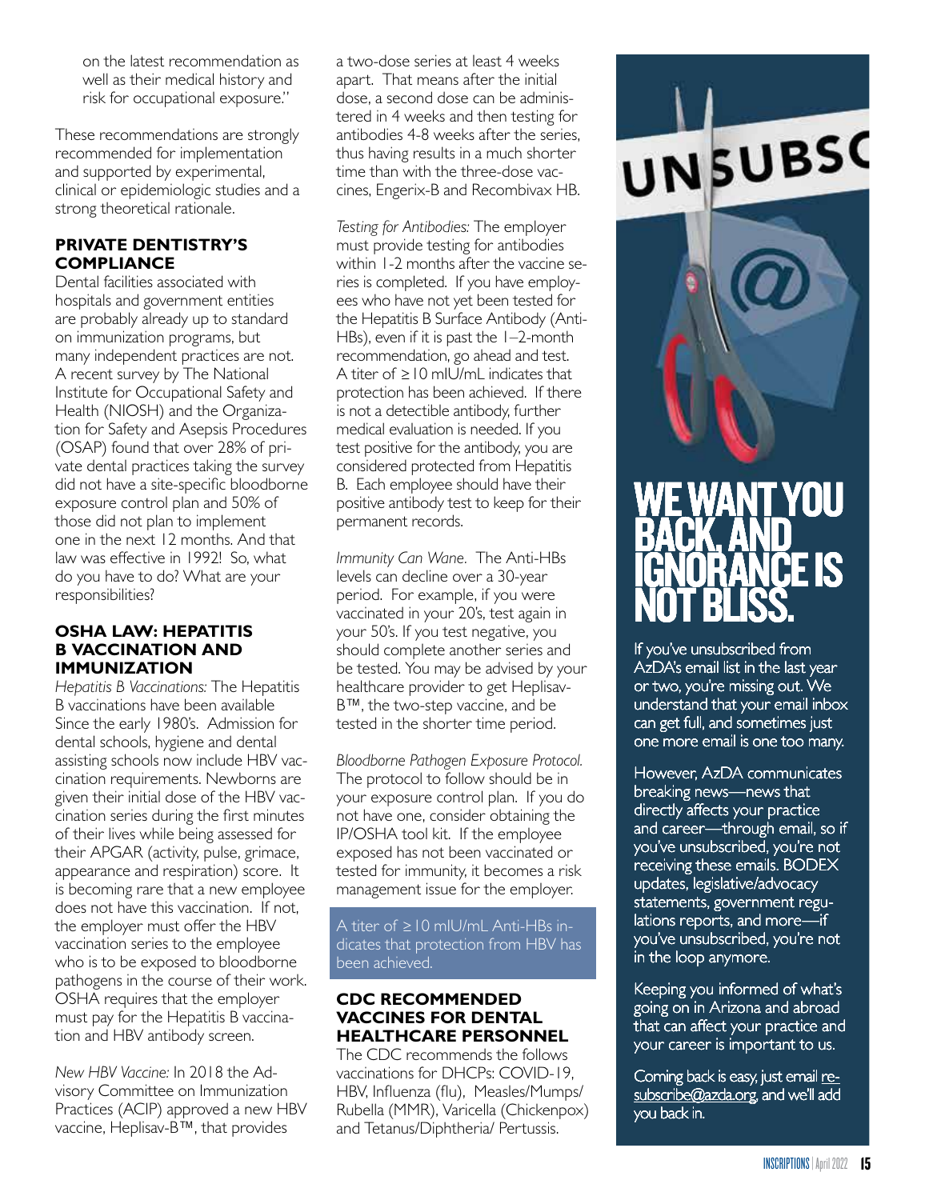on the latest recommendation as well as their medical history and risk for occupational exposure."

These recommendations are strongly recommended for implementation and supported by experimental, clinical or epidemiologic studies and a strong theoretical rationale.

### PRIVATE DENTISTRY'S COMPLIANCE

Dental facilities associated with hospitals and government entities are probably already up to standard on immunization programs, but many independent practices are not. A recent survey by The National Institute for Occupational Safety and Health (NIOSH) and the Organization for Safety and Asepsis Procedures (OSAP) found that over 28% of private dental practices taking the survey did not have a site-specific bloodborne exposure control plan and 50% of those did not plan to implement one in the next 12 months. And that law was effective in 1992! So, what do you have to do? What are your responsibilities?

### OSHA LAW: HEPATITIS B VACCINATION AND IMMUNIZATION

*Hepatitis B Vaccinations:* The Hepatitis B vaccinations have been available Since the early 1980's. Admission for dental schools, hygiene and dental assisting schools now include HBV vaccination requirements. Newborns are given their initial dose of the HBV vaccination series during the first minutes of their lives while being assessed for their APGAR (activity, pulse, grimace, appearance and respiration) score. It is becoming rare that a new employee does not have this vaccination. If not, the employer must offer the HBV vaccination series to the employee who is to be exposed to bloodborne pathogens in the course of their work. OSHA requires that the employer must pay for the Hepatitis B vaccination and HBV antibody screen.

*New HBV Vaccine:* In 2018 the Advisory Committee on Immunization Practices (ACIP) approved a new HBV vaccine, Heplisav-B™, that provides a two-dose series at least 4 weeks apart. That means after the initial dose, a second dose can be administered in 4 weeks and then testing for antibodies 4-8 weeks after the series, thus having results in a much shorter time than with the three-dose vaccines, Engerix-B and Recombivax HB.

*Testing for Antibodies:* The employer must provide testing for antibodies within 1-2 months after the vaccine series is completed. If you have employees who have not yet been tested for the Hepatitis B Surface Antibody (Anti-HBs), even if it is past the 1–2-month recommendation, go ahead and test. A titer of ≥10 mIU/mL indicates that protection has been achieved. If there is not a detectible antibody, further medical evaluation is needed. If you test positive for the antibody, you are considered protected from Hepatitis B. Each employee should have their positive antibody test to keep for their permanent records.

*Immunity Can Wane.* The Anti-HBs levels can decline over a 30-year period. For example, if you were vaccinated in your 20's, test again in your 50's. If you test negative, you should complete another series and be tested. You may be advised by your healthcare provider to get Heplisav-B™, the two-step vaccine, and be tested in the shorter time period.

*Bloodborne Pathogen Exposure Protocol.* The protocol to follow should be in your exposure control plan. If you do not have one, consider obtaining the IP/OSHA tool kit. If the employee exposed has not been vaccinated or tested for immunity, it becomes a risk management issue for the employer.

A titer of ≥10 mIU/mL Anti-HBs indicates that protection from HBV has been achieved.

### CDC RECOMMENDED VACCINES FOR DENTAL HEALTHCARE PERSONNEL

The CDC recommends the follows vaccinations for DHCPs: COVID-19, HBV, Influenza (flu), Measles/Mumps/ Rubella (MMR), Varicella (Chickenpox) and Tetanus/Diphtheria/ Pertussis.

UNSUBSC

## WE WANT YOU BACK, AND IGNORANCE IS NOT BLISS.

If you've unsubscribed from AzDA's email list in the last year or two, you're missing out. We understand that your email inbox can get full, and sometimes just one more email is one too many.

However, AzDA communicates breaking news—news that directly affects your practice and career—through email, so if you've unsubscribed, you're not receiving these emails. BODEX updates, legislative/advocacy statements, government regulations reports, and more—if you've unsubscribed, you're not in the loop anymore.

Keeping you informed of what's going on in Arizona and abroad that can affect your practice and your career is important to us.

Coming back is easy, just email resubscribe@azda.org, and we'll add you back in.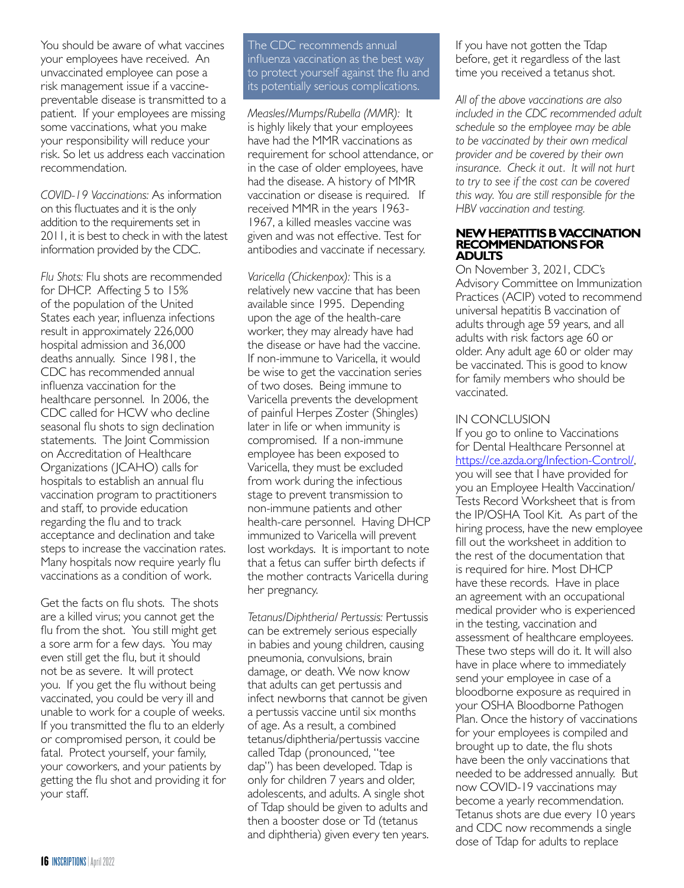You should be aware of what vaccines your employees have received. An unvaccinated employee can pose a risk management issue if a vaccine-preventable disease is transmitted to a patient. If your employees are missing some vaccinations, what you make your responsibility will reduce your risk. So let us address each vaccination recommendation.

*COVID-19 Vaccinations:* As information on this fluctuates and it is the only addition to the requirements set in 2011, it is best to check in with the latest information provided by the CDC.

*Flu Shots:* Flu shots are recommended for DHCP. Affecting 5 to 15% of the population of the United States each year, influenza infections result in approximately 226,000 hospital admission and 36,000 deaths annually. Since 1981, the CDC has recommended annual influenza vaccination for the healthcare personnel. In 2006, the CDC called for HCW who decline seasonal flu shots to sign declination statements. The Joint Commission on Accreditation of Healthcare Organizations (JCAHO) calls for hospitals to establish an annual flu vaccination program to practitioners and staff, to provide education regarding the flu and to track acceptance and declination and take steps to increase the vaccination rates. Many hospitals now require yearly flu vaccinations as a condition of work.

Get the facts on flu shots. The shots are a killed virus; you cannot get the flu from the shot. You still might get a sore arm for a few days. You may even still get the flu, but it should not be as severe. It will protect you. If you get the flu without being vaccinated, you could be very ill and unable to work for a couple of weeks. If you transmitted the flu to an elderly or compromised person, it could be fatal. Protect yourself, your family, your coworkers, and your patients by getting the flu shot and providing it for your staff.

> The CDC recommends annual influenza vaccination as the best way to protect yourself against the flu and its potentially serious complications.

*Measles/Mumps/Rubella (MMR):* It is highly likely that your employees have had the MMR vaccinations as requirement for school attendance, or in the case of older employees, have had the disease. A history of MMR vaccination or disease is required. If received MMR in the years 1963-1967, a killed measles vaccine was given and was not effective. Test for antibodies and vaccinate if necessary.

*Varicella (Chickenpox):* This is a relatively new vaccine that has been available since 1995. Depending upon the age of the health-care worker, they may already have had the disease or have had the vaccine. If non-immune to Varicella, it would be wise to get the vaccination series of two doses. Being immune to Varicella prevents the development of painful Herpes Zoster (Shingles) later in life or when immunity is compromised. If a non-immune employee has been exposed to Varicella, they must be excluded from work during the infectious stage to prevent transmission to non-immune patients and other health-care personnel. Having DHCP immunized to Varicella will prevent lost workdays. It is important to note that a fetus can suffer birth defects if the mother contracts Varicella during her pregnancy.

*Tetanus/Diphtheria/ Pertussis:* Pertussis can be extremely serious especially in babies and young children, causing pneumonia, convulsions, brain damage, or death. We now know that adults can get pertussis and infect newborns that cannot be given a pertussis vaccine until six months of age. As a result, a combined tetanus/diphtheria/pertussis vaccine called Tdap (pronounced, "tee dap") has been developed. Tdap is only for children 7 years and older, adolescents, and adults. A single shot of Tdap should be given to adults and then a booster dose or Td (tetanus and diphtheria) given every ten years. If you have not gotten the Tdap before, get it regardless of the last time you received a tetanus shot.

*All of the above vaccinations are also included in the CDC recommended adult schedule so the employee may be able to be vaccinated by their own medical provider and be covered by their own insurance. Check it out. It will not hurt to try to see if the cost can be covered this way. You are still responsible for the HBV vaccination and testing.*

## NEW HEPATITIS B VACCINATION RECOMMENDATIONS FOR ADULTS

On November 3, 2021, CDC's Advisory Committee on Immunization Practices (ACIP) voted to recommend universal hepatitis B vaccination of adults through age 59 years, and all adults with risk factors age 60 or older. Any adult age 60 or older may be vaccinated. This is good to know for family members who should be vaccinated.

## IN CONCLUSION

If you go to online to Vaccinations for Dental Healthcare Personnel at https://ce.azda.org/Infection-Control/, you will see that I have provided for you an Employee Health Vaccination/ Tests Record Worksheet that is from the IP/OSHA Tool Kit. As part of the hiring process, have the new employee fill out the worksheet in addition to the rest of the documentation that is required for hire. Most DHCP have these records. Have in place an agreement with an occupational medical provider who is experienced in the testing, vaccination and assessment of healthcare employees. These two steps will do it. It will also have in place where to immediately send your employee in case of a bloodborne exposure as required in your OSHA Bloodborne Pathogen Plan. Once the history of vaccinations for your employees is compiled and brought up to date, the flu shots have been the only vaccinations that needed to be addressed annually. But now COVID-19 vaccinations may become a yearly recommendation. Tetanus shots are due every 10 years and CDC now recommends a single dose of Tdap for adults to replace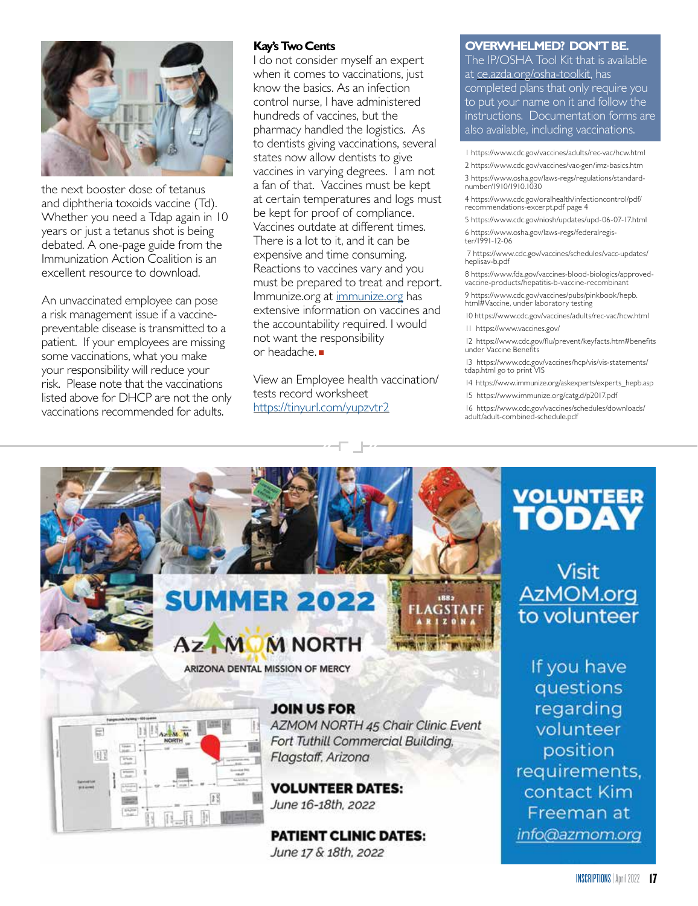the next booster dose of tetanus and diphtheria toxoids vaccine (Td). Whether you need a Tdap again in 10 years or just a tetanus shot is being debated. A one-page guide from the Immunization Action Coalition is an excellent resource to download.

An unvaccinated employee can pose a risk management issue if a vaccine-preventable disease is transmitted to a patient. If your employees are missing some vaccinations, what you make your responsibility will reduce your risk. Please note that the vaccinations listed above for DHCP are not the only vaccinations recommended for adults.

### Kay's Two Cents

I do not consider myself an expert when it comes to vaccinations, just know the basics. As an infection control nurse, I have administered hundreds of vaccines, but the pharmacy handled the logistics. As to dentists giving vaccinations, several states now allow dentists to give vaccines in varying degrees. I am not a fan of that. Vaccines must be kept at certain temperatures and logs must be kept for proof of compliance. Vaccines outdate at different times. There is a lot to it, and it can be expensive and time consuming. Reactions to vaccines vary and you must be prepared to treat and report. Immunize.org at immunize.org has extensive information on vaccines and the accountability required. I would not want the responsibility or headache. ■

View an Employee health vaccination/tests record worksheet https://tinyurl.com/yupzvtr2

**OVERWHELMED? DON'T BE.**
The IP/OSHA Tool Kit that is available at ce.azda.org/osha-toolkit, has completed plans that only require you to put your name on it and follow the instructions. Documentation forms are also available, including vaccinations.

1 https://www.cdc.gov/vaccines/adults/rec-vac/hcw.html
2 https://www.cdc.gov/vaccines/vac-gen/imz-basics.htm
3 https://www.osha.gov/laws-regs/regulations/standard-number/1910/1910.1030
4 https://www.cdc.gov/oralhealth/infectioncontrol/pdf/recommendations-excerpt.pdf page 4
5 https://www.cdc.gov/niosh/updates/upd-06-07-17.html
6 https://www.osha.gov/laws-regs/federalregis-ter/1991-12-06
7 https://www.cdc.gov/vaccines/schedules/vacc-updates/heplisav-b.pdf
8 https://www.fda.gov/vaccines-blood-biologics/approved-vaccine-products/hepatitis-b-vaccine-recombinant
9 https://www.cdc.gov/vaccines/pubs/pinkbook/hepb.html#Vaccine, under laboratory testing
10 https://www.cdc.gov/vaccines/adults/rec-vac/hcw.html
11 https://www.vaccines.gov/
12 https://www.cdc.gov/flu/prevent/keyfacts.htm#benefits under Vaccine Benefits
13 https://www.cdc.gov/vaccines/hcp/vis/vis-statements/tdap.html go to print VIS
14 https://www.immunize.org/askexperts/experts_hepb.asp
15 https://www.immunize.org/catg.d/p2017.pdf
16 https://www.cdc.gov/vaccines/schedules/downloads/adult/adult-combined-schedule.pdf

## SUMMER 2022

AzMOM NORTH
ARIZONA DENTAL MISSION OF MERCY

1882 FLAGSTAFF ARIZONA

**JOIN US FOR**
*AZMOM NORTH 45 Chair Clinic Event*
*Fort Tuthill Commercial Building, Flagstaff, Arizona*

**VOLUNTEER DATES:**
*June 16-18th, 2022*

**PATIENT CLINIC DATES:**
*June 17 & 18th, 2022*

## VOLUNTEER TODAY

Visit AzMOM.org to volunteer

If you have questions regarding volunteer position requirements, contact Kim Freeman at *info@azmom.org*